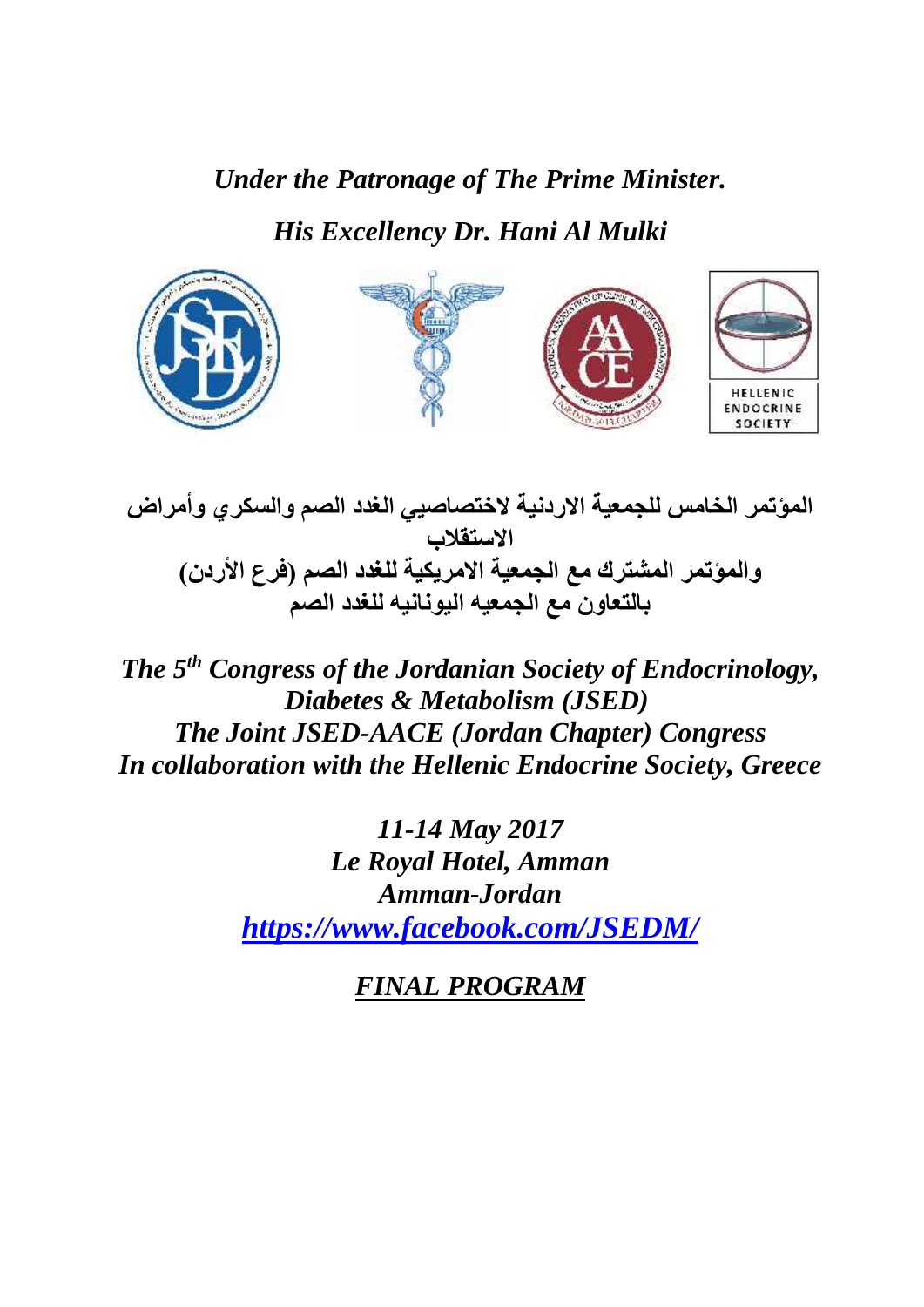*Under the Patronage of The Prime Minister.*

*His Excellency Dr. Hani Al Mulki*

**المؤتمر الخامس للجمعية الاردنية لاختصاصيي الغدد الصم والسكري وأمراض الاستقلاب**
**والمؤتمر المشترك مع الجمعية الامريكية للغدد الصم (فرع الأردن)**
**بالتعاون مع الجمعيه اليونانيه للغدد الصم**

***The 5th Congress of the Jordanian Society of Endocrinology, Diabetes & Metabolism (JSED)***
***The Joint JSED-AACE (Jordan Chapter) Congress***
***In collaboration with the Hellenic Endocrine Society, Greece***

***11-14 May 2017***
***Le Royal Hotel, Amman***
***Amman-Jordan***
***https://www.facebook.com/JSEDM/***

# *FINAL PROGRAM*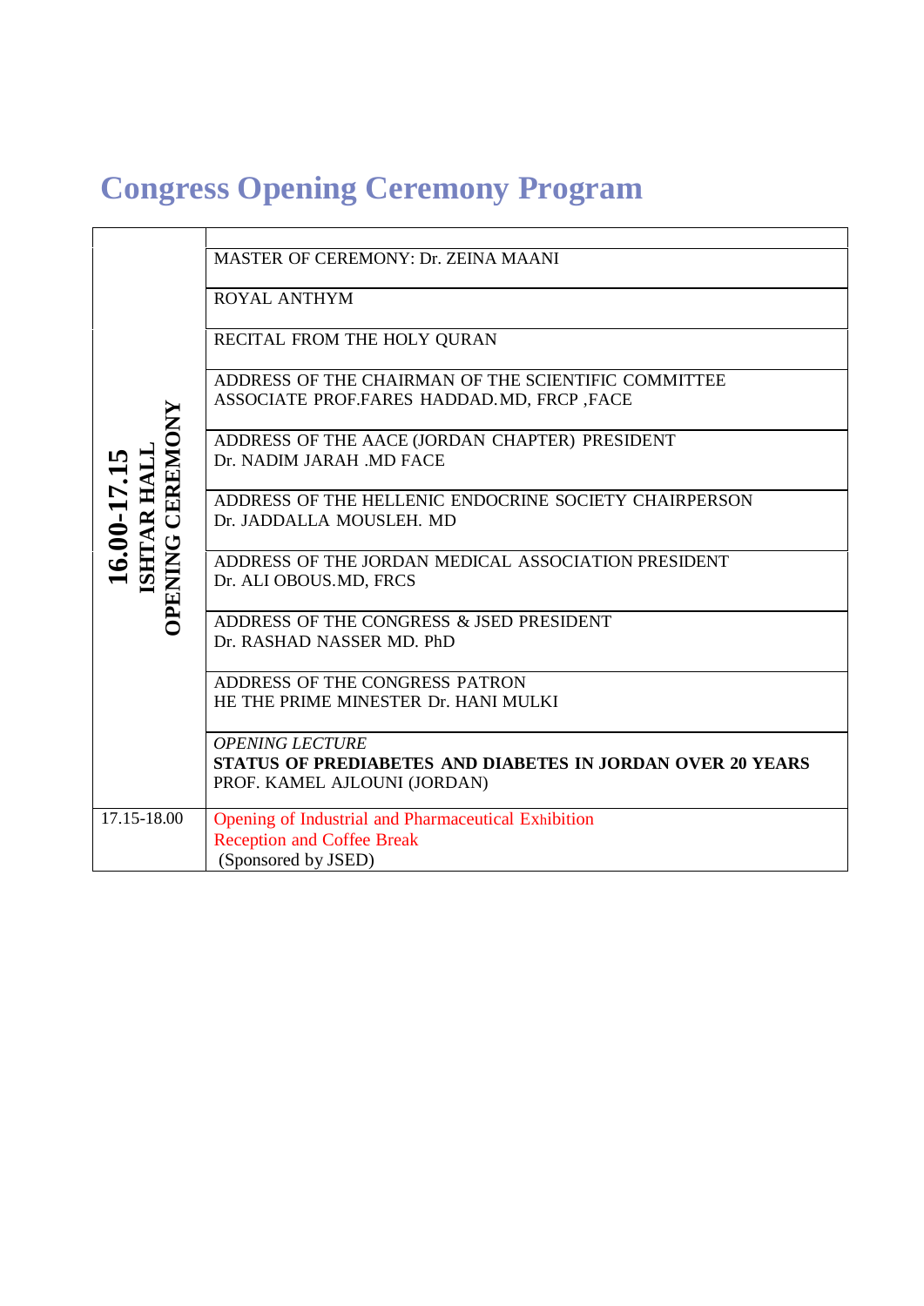# Congress Opening Ceremony Program

| | |
|---|---|
| **16.00-17.15 ISHTAR HALL OPENING CEREMONY** | MASTER OF CEREMONY: Dr. ZEINA MAANI |
| | ROYAL ANTHYM |
| | RECITAL FROM THE HOLY QURAN |
| | ADDRESS OF THE CHAIRMAN OF THE SCIENTIFIC COMMITTEE<br>ASSOCIATE PROF.FARES HADDAD.MD, FRCP ,FACE |
| | ADDRESS OF THE AACE (JORDAN CHAPTER) PRESIDENT<br>Dr. NADIM JARAH .MD FACE |
| | ADDRESS OF THE HELLENIC ENDOCRINE SOCIETY CHAIRPERSON<br>Dr. JADDALLA MOUSLEH. MD |
| | ADDRESS OF THE JORDAN MEDICAL ASSOCIATION PRESIDENT<br>Dr. ALI OBOUS.MD, FRCS |
| | ADDRESS OF THE CONGRESS & JSED PRESIDENT<br>Dr. RASHAD NASSER MD. PhD |
| | ADDRESS OF THE CONGRESS PATRON<br>HE THE PRIME MINESTER Dr. HANI MULKI |
| | *OPENING LECTURE*<br>**STATUS OF PREDIABETES AND DIABETES IN JORDAN OVER 20 YEARS**<br>PROF. KAMEL AJLOUNI (JORDAN) |
| 17.15-18.00 | Opening of Industrial and Pharmaceutical Exhibition<br>Reception and Coffee Break<br>(Sponsored by JSED) |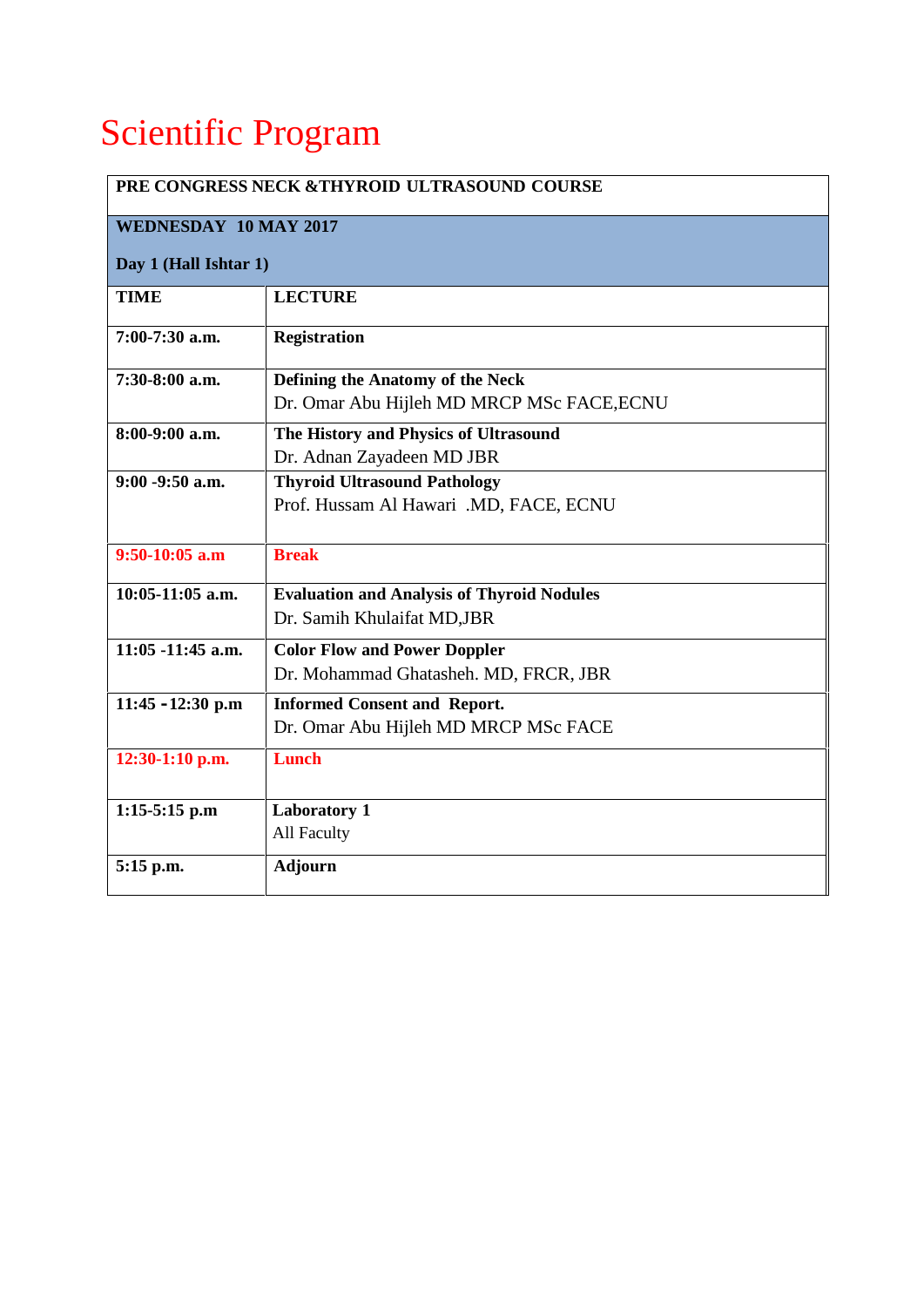# Scientific Program

| PRE CONGRESS NECK &THYROID ULTRASOUND COURSE | |
|---|---|
| **WEDNESDAY 10 MAY 2017** <br> **Day 1 (Hall Ishtar 1)** | |
| **TIME** | **LECTURE** |
| **7:00-7:30 a.m.** | **Registration** |
| **7:30-8:00 a.m.** | **Defining the Anatomy of the Neck** <br> Dr. Omar Abu Hijleh MD MRCP MSc FACE,ECNU |
| **8:00-9:00 a.m.** | **The History and Physics of Ultrasound** <br> Dr. Adnan Zayadeen MD JBR |
| **9:00 -9:50 a.m.** | **Thyroid Ultrasound Pathology** <br> Prof. Hussam Al Hawari .MD, FACE, ECNU |
| **9:50-10:05 a.m** | **Break** |
| **10:05-11:05 a.m.** | **Evaluation and Analysis of Thyroid Nodules** <br> Dr. Samih Khulaifat MD,JBR |
| **11:05 -11:45 a.m.** | **Color Flow and Power Doppler** <br> Dr. Mohammad Ghatasheh. MD, FRCR, JBR |
| **11:45 - 12:30 p.m** | **Informed Consent and Report.** <br> Dr. Omar Abu Hijleh MD MRCP MSc FACE |
| **12:30-1:10 p.m.** | **Lunch** |
| **1:15-5:15 p.m** | **Laboratory 1** <br> All Faculty |
| **5:15 p.m.** | **Adjourn** |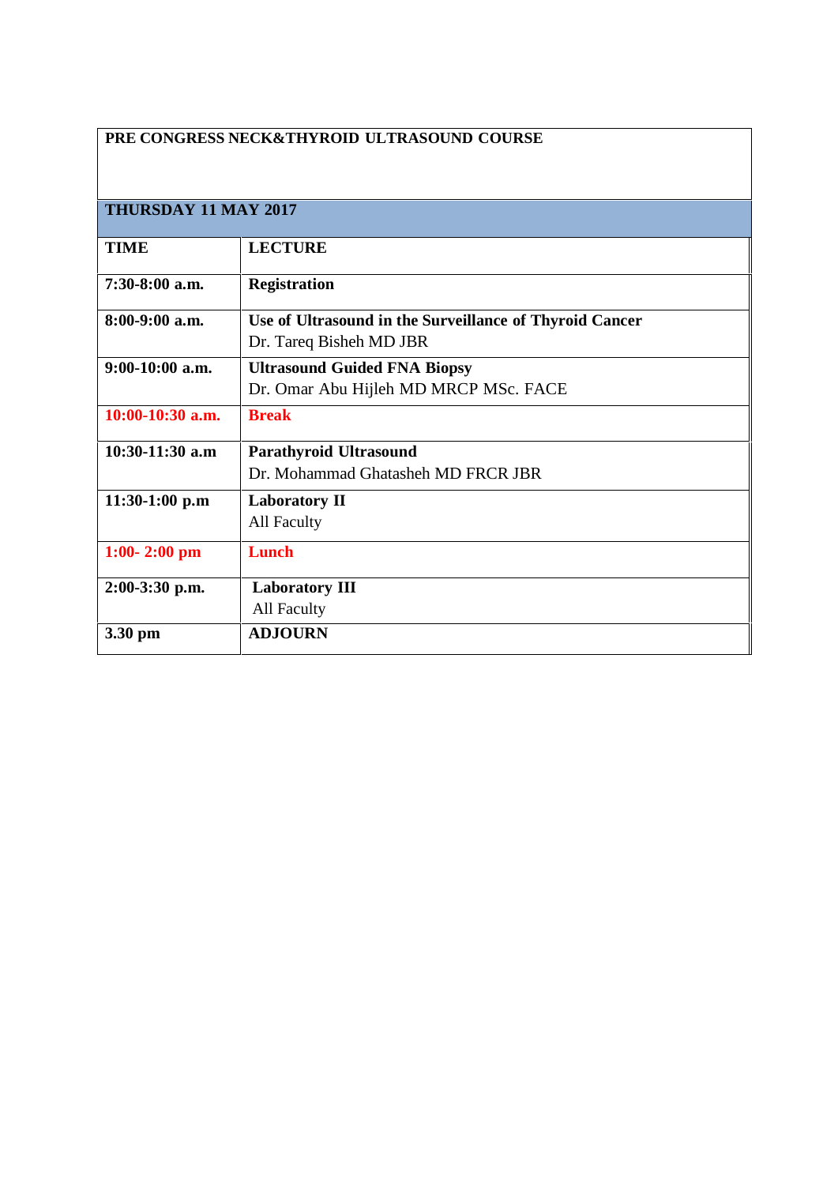**PRE CONGRESS NECK&THYROID ULTRASOUND COURSE**

**THURSDAY 11 MAY 2017**

| TIME | LECTURE |
|---|---|
| **7:30-8:00 a.m.** | **Registration** |
| **8:00-9:00 a.m.** | **Use of Ultrasound in the Surveillance of Thyroid Cancer**<br>Dr. Tareq Bisheh MD JBR |
| **9:00-10:00 a.m.** | **Ultrasound Guided FNA Biopsy**<br>Dr. Omar Abu Hijleh MD MRCP MSc. FACE |
| **10:00-10:30 a.m.** | **Break** |
| **10:30-11:30 a.m** | **Parathyroid Ultrasound**<br>Dr. Mohammad Ghatasheh MD FRCR JBR |
| **11:30-1:00 p.m** | **Laboratory II**<br>All Faculty |
| **1:00- 2:00 pm** | **Lunch** |
| **2:00-3:30 p.m.** | **Laboratory III**<br>All Faculty |
| **3.30 pm** | **ADJOURN** |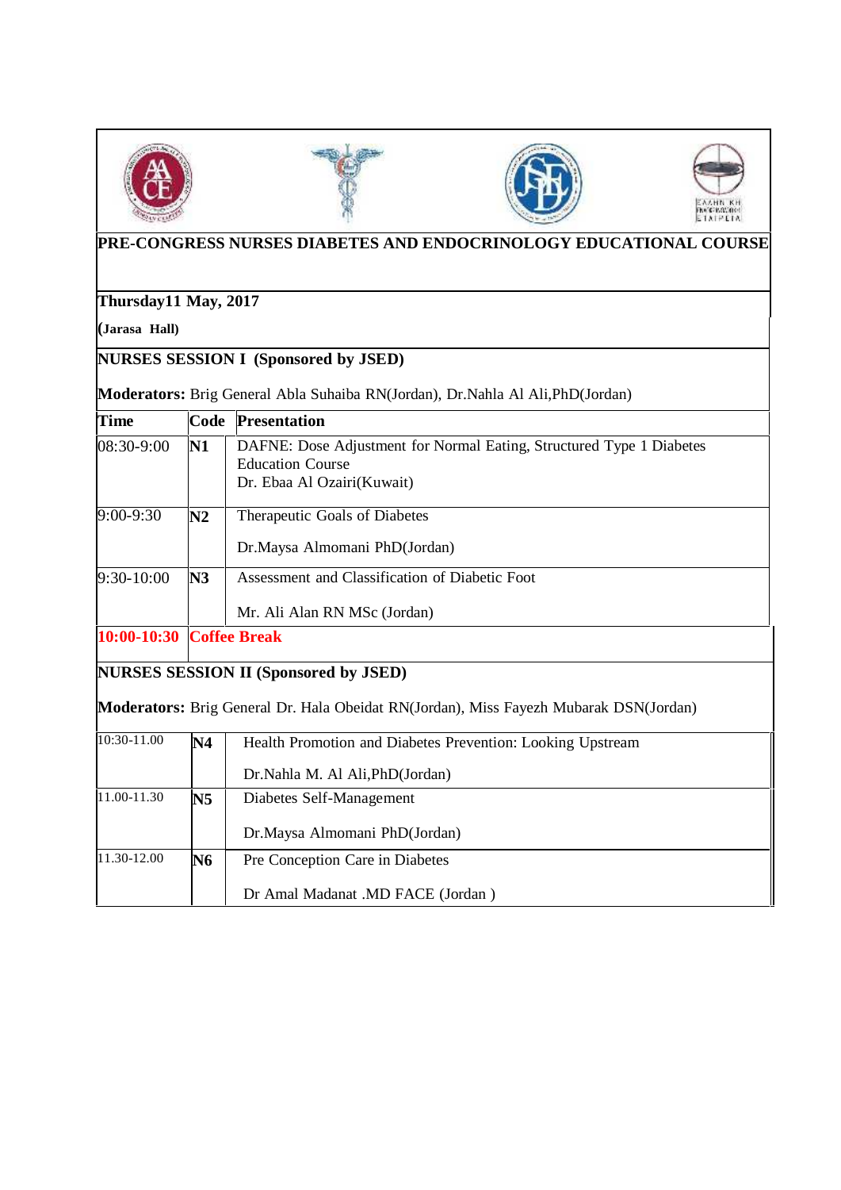## PRE-CONGRESS NURSES DIABETES AND ENDOCRINOLOGY EDUCATIONAL COURSE

**Thursday11 May, 2017**

**(Jarasa Hall)**

**NURSES SESSION I (Sponsored by JSED)**

**Moderators:** Brig General Abla Suhaiba RN(Jordan), Dr.Nahla Al Ali,PhD(Jordan)

| Time | Code | Presentation |
|---|---|---|
| 08:30-9:00 | **N1** | DAFNE: Dose Adjustment for Normal Eating, Structured Type 1 Diabetes Education Course<br>Dr. Ebaa Al Ozairi(Kuwait) |
| 9:00-9:30 | **N2** | Therapeutic Goals of Diabetes<br>Dr.Maysa Almomani PhD(Jordan) |
| 9:30-10:00 | **N3** | Assessment and Classification of Diabetic Foot<br>Mr. Ali Alan RN MSc (Jordan) |
| **10:00-10:30** | **Coffee Break** | |

**NURSES SESSION II (Sponsored by JSED)**

**Moderators:** Brig General Dr. Hala Obeidat RN(Jordan), Miss Fayezh Mubarak DSN(Jordan)

| Time | Code | Presentation |
|---|---|---|
| 10:30-11.00 | **N4** | Health Promotion and Diabetes Prevention: Looking Upstream<br>Dr.Nahla M. Al Ali,PhD(Jordan) |
| 11.00-11.30 | **N5** | Diabetes Self-Management<br>Dr.Maysa Almomani PhD(Jordan) |
| 11.30-12.00 | **N6** | Pre Conception Care in Diabetes<br>Dr Amal Madanat .MD FACE (Jordan ) |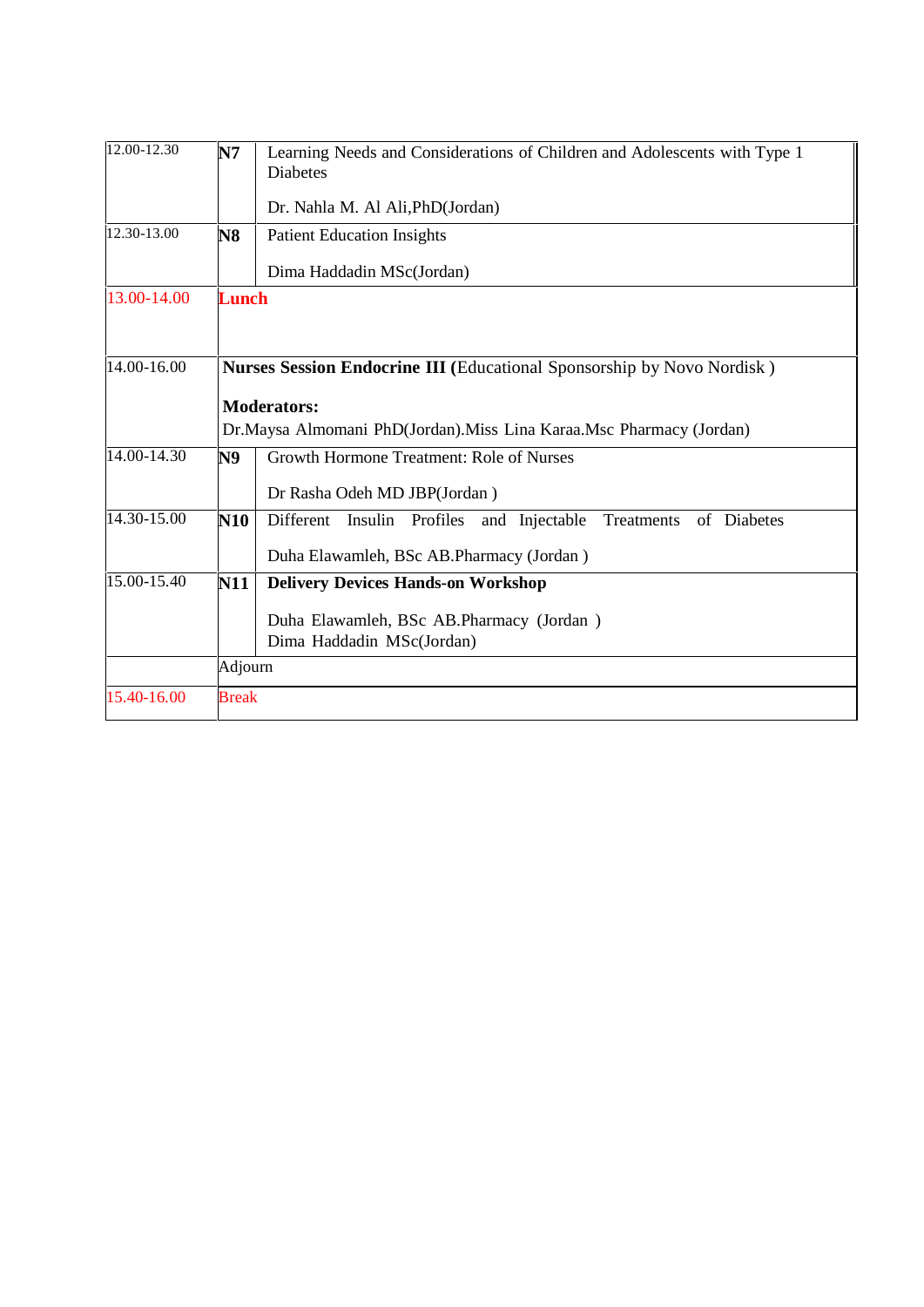| | | |
|---|---|---|
| 12.00-12.30 | **N7** | Learning Needs and Considerations of Children and Adolescents with Type 1 Diabetes<br><br>Dr. Nahla M. Al Ali,PhD(Jordan) |
| 12.30-13.00 | **N8** | Patient Education Insights<br><br>Dima Haddadin MSc(Jordan) |
| 13.00-14.00 | **Lunch** | |
| 14.00-16.00 | **Nurses Session Endocrine III (**Educational Sponsorship by Novo Nordisk )<br><br>**Moderators:**<br>Dr.Maysa Almomani PhD(Jordan).Miss Lina Karaa.Msc Pharmacy (Jordan) | |
| 14.00-14.30 | **N9** | Growth Hormone Treatment: Role of Nurses<br><br>Dr Rasha Odeh MD JBP(Jordan ) |
| 14.30-15.00 | **N10** | Different Insulin Profiles and Injectable Treatments of Diabetes<br><br>Duha Elawamleh, BSc AB.Pharmacy (Jordan ) |
| 15.00-15.40 | **N11** | **Delivery Devices Hands-on Workshop**<br><br>Duha Elawamleh, BSc AB.Pharmacy (Jordan )<br>Dima Haddadin MSc(Jordan) |
| | Adjourn | |
| 15.40-16.00 | Break | |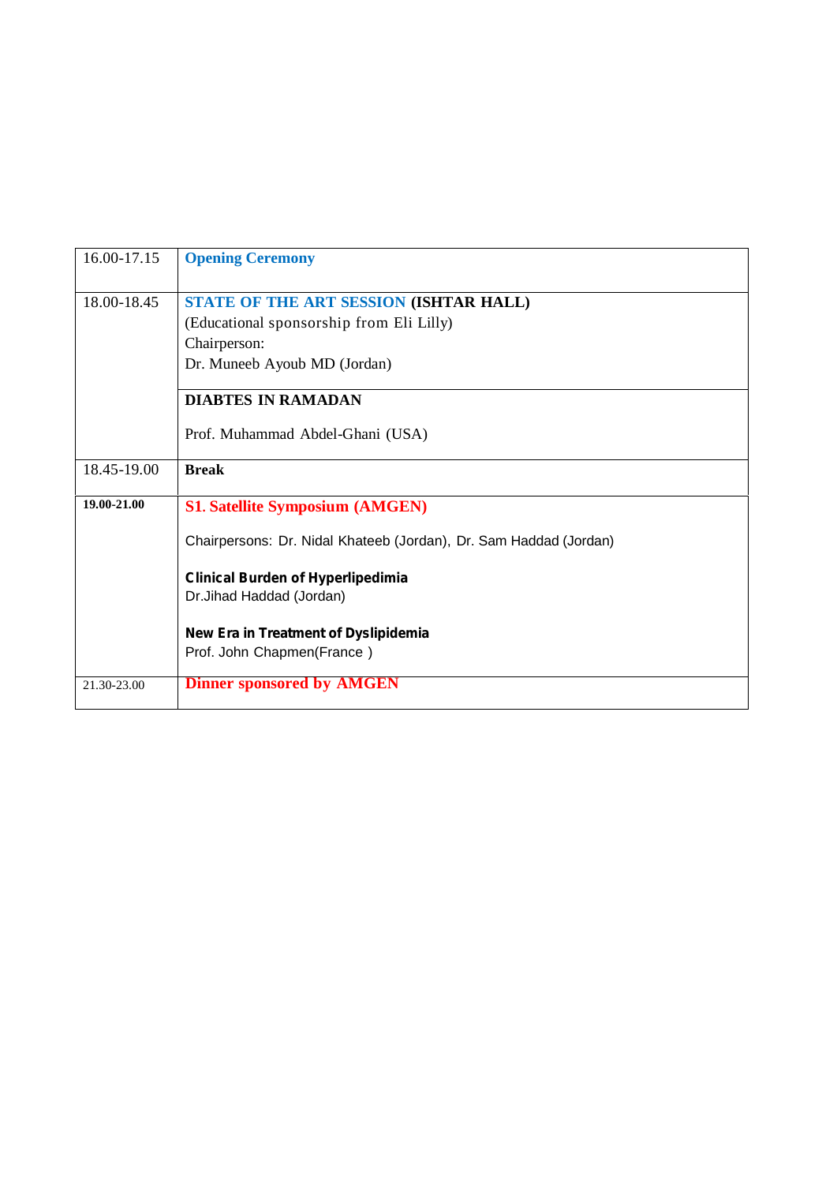| | |
|---|---|
| 16.00-17.15 | **Opening Ceremony** |
| 18.00-18.45 | **STATE OF THE ART SESSION (ISHTAR HALL)**<br>(Educational sponsorship from Eli Lilly)<br>Chairperson:<br>Dr. Muneeb Ayoub MD (Jordan) |
| | **DIABTES IN RAMADAN**<br><br>Prof. Muhammad Abdel-Ghani (USA) |
| 18.45-19.00 | **Break** |
| **19.00-21.00** | **S1. Satellite Symposium (AMGEN)**<br><br>Chairpersons: Dr. Nidal Khateeb (Jordan), Dr. Sam Haddad (Jordan)<br><br>**Clinical Burden of Hyperlipedimia**<br>Dr.Jihad Haddad (Jordan)<br><br>**New Era in Treatment of Dyslipidemia**<br>Prof. John Chapmen(France ) |
| 21.30-23.00 | **Dinner sponsored by AMGEN** |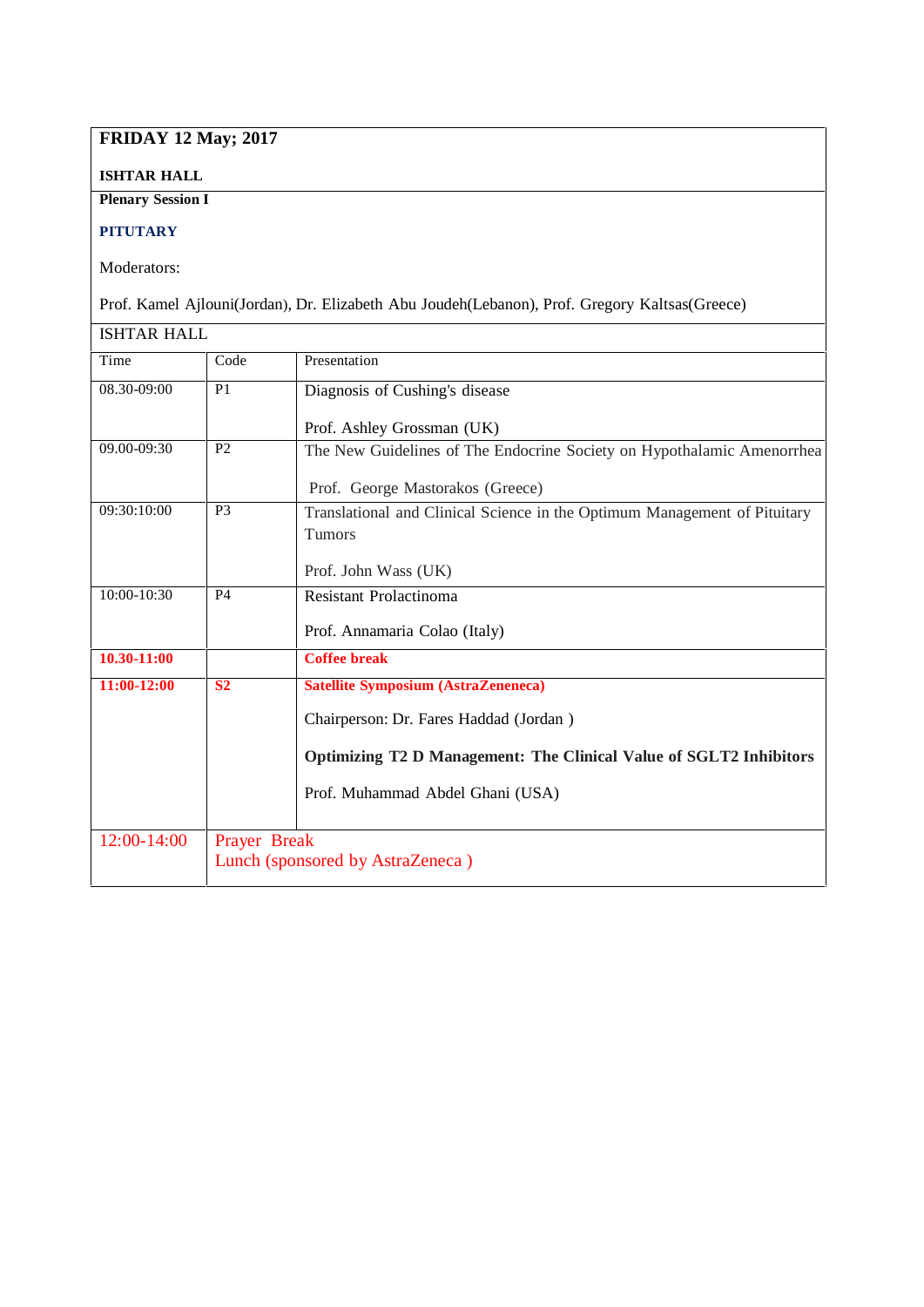**FRIDAY 12 May; 2017**

**ISHTAR HALL**

**Plenary Session I**

**PITUTARY**

Moderators:

Prof. Kamel Ajlouni(Jordan), Dr. Elizabeth Abu Joudeh(Lebanon), Prof. Gregory Kaltsas(Greece)

ISHTAR HALL

| Time | Code | Presentation |
|---|---|---|
| 08.30-09:00 | P1 | Diagnosis of Cushing's disease<br><br>Prof. Ashley Grossman (UK) |
| 09.00-09:30 | P2 | The New Guidelines of The Endocrine Society on Hypothalamic Amenorrhea<br><br>Prof. George Mastorakos (Greece) |
| 09:30:10:00 | P3 | Translational and Clinical Science in the Optimum Management of Pituitary Tumors<br><br>Prof. John Wass (UK) |
| 10:00-10:30 | P4 | Resistant Prolactinoma<br><br>Prof. Annamaria Colao (Italy) |
| **10.30-11:00** | | **Coffee break** |
| **11:00-12:00** | **S2** | **Satellite Symposium (AstraZeneneca)**<br><br>Chairperson: Dr. Fares Haddad (Jordan )<br><br>**Optimizing T2 D Management: The Clinical Value of SGLT2 Inhibitors**<br><br>Prof. Muhammad Abdel Ghani (USA) |
| 12:00-14:00 | Prayer Break<br>Lunch (sponsored by AstraZeneca ) | |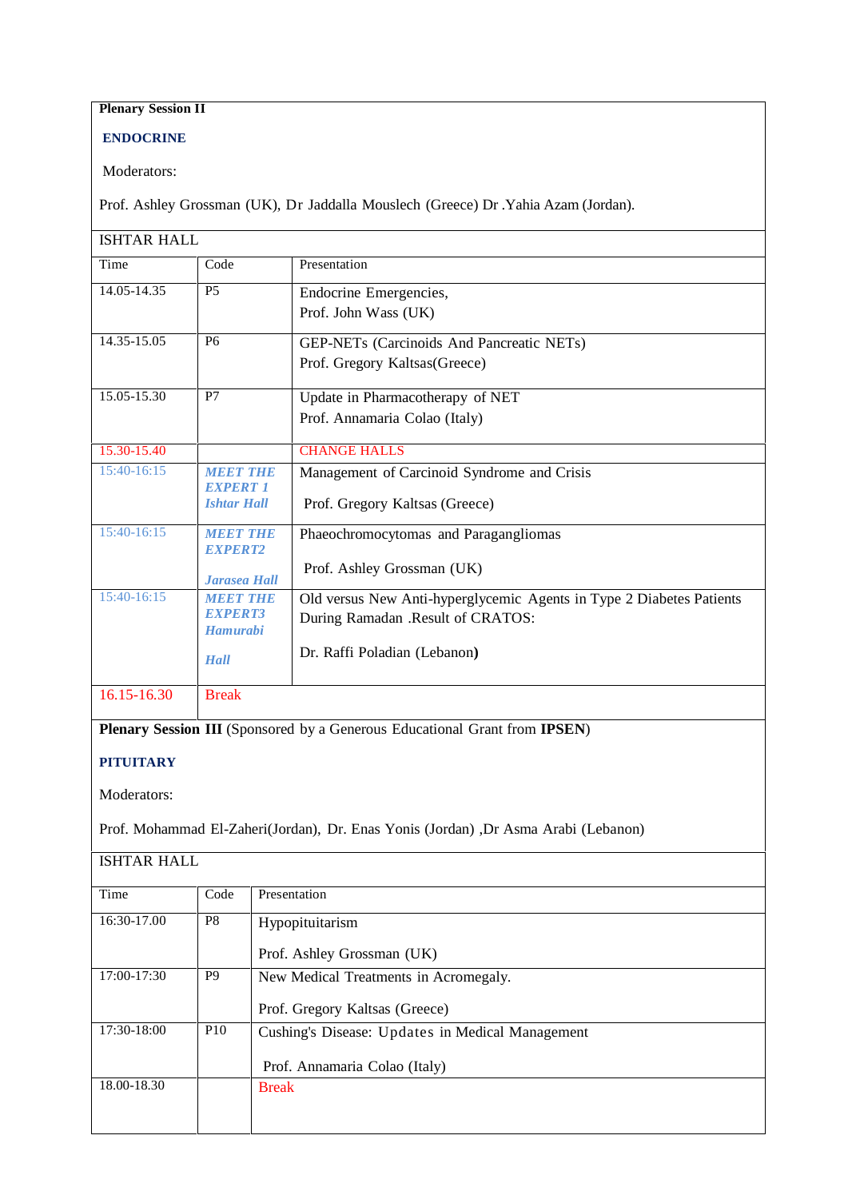**Plenary Session II**

**ENDOCRINE**

Moderators:

Prof. Ashley Grossman (UK), Dr Jaddalla Mouslech (Greece) Dr .Yahia Azam (Jordan).

ISHTAR HALL

| Time | Code | Presentation |
|---|---|---|
| 14.05-14.35 | P5 | Endocrine Emergencies,<br>Prof. John Wass (UK) |
| 14.35-15.05 | P6 | GEP-NETs (Carcinoids And Pancreatic NETs)<br>Prof. Gregory Kaltsas(Greece) |
| 15.05-15.30 | P7 | Update in Pharmacotherapy of NET<br>Prof. Annamaria Colao (Italy) |
| 15.30-15.40 | | CHANGE HALLS |
| 15:40-16:15 | ***MEET THE EXPERT 1 Ishtar Hall*** | Management of Carcinoid Syndrome and Crisis<br>Prof. Gregory Kaltsas (Greece) |
| 15:40-16:15 | ***MEET THE EXPERT2 Jarasea Hall*** | Phaeochromocytomas and Paragangliomas<br>Prof. Ashley Grossman (UK) |
| 15:40-16:15 | ***MEET THE EXPERT3 Hamurabi Hall*** | Old versus New Anti-hyperglycemic Agents in Type 2 Diabetes Patients During Ramadan .Result of CRATOS:<br>Dr. Raffi Poladian (Lebanon**)** |
| 16.15-16.30 | Break | |

**Plenary Session III** (Sponsored by a Generous Educational Grant from **IPSEN**)

**PITUITARY**

Moderators:

Prof. Mohammad El-Zaheri(Jordan), Dr. Enas Yonis (Jordan) ,Dr Asma Arabi (Lebanon)

ISHTAR HALL

| Time | Code | Presentation |
|---|---|---|
| 16:30-17.00 | P8 | Hypopituitarism<br>Prof. Ashley Grossman (UK) |
| 17:00-17:30 | P9 | New Medical Treatments in Acromegaly.<br>Prof. Gregory Kaltsas (Greece) |
| 17:30-18:00 | P10 | Cushing's Disease: Updates in Medical Management<br>Prof. Annamaria Colao (Italy) |
| 18.00-18.30 | | Break |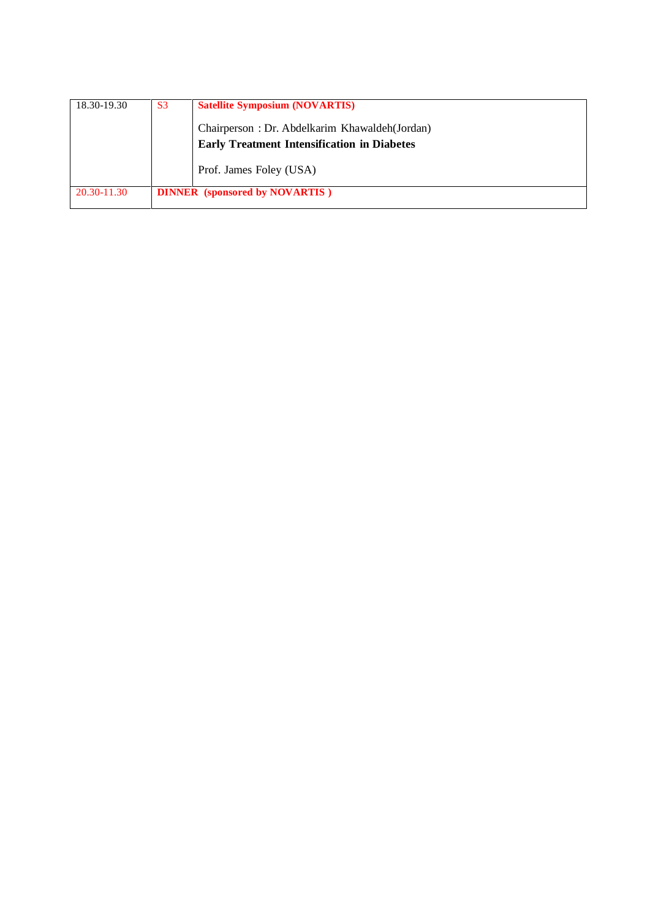| 18.30-19.30 | S3 | **Satellite Symposium (NOVARTIS)**<br><br>Chairperson : Dr. Abdelkarim Khawaldeh(Jordan)<br>**Early Treatment Intensification in Diabetes**<br><br>Prof. James Foley (USA) |
|---|---|---|
| 20.30-11.30 | **DINNER (sponsored by NOVARTIS )** | |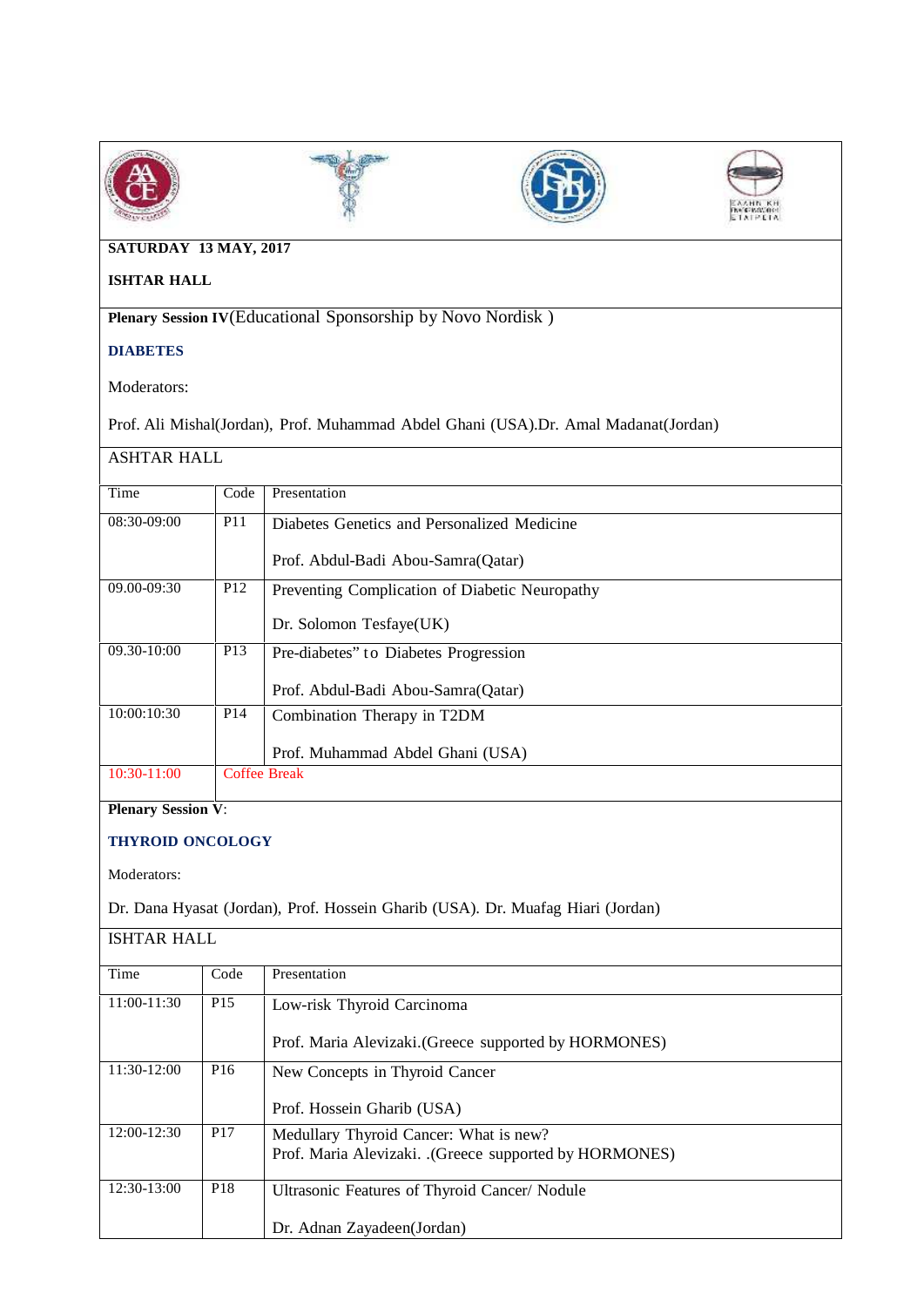**SATURDAY 13 MAY, 2017**

**ISHTAR HALL**

**Plenary Session IV**(Educational Sponsorship by Novo Nordisk )

**DIABETES**

Moderators:

Prof. Ali Mishal(Jordan), Prof. Muhammad Abdel Ghani (USA).Dr. Amal Madanat(Jordan)

ASHTAR HALL

| Time | Code | Presentation |
|---|---|---|
| 08:30-09:00 | P11 | Diabetes Genetics and Personalized Medicine<br><br>Prof. Abdul-Badi Abou-Samra(Qatar) |
| 09.00-09:30 | P12 | Preventing Complication of Diabetic Neuropathy<br><br>Dr. Solomon Tesfaye(UK) |
| 09.30-10:00 | P13 | Pre-diabetes" to Diabetes Progression<br><br>Prof. Abdul-Badi Abou-Samra(Qatar) |
| 10:00:10:30 | P14 | Combination Therapy in T2DM<br><br>Prof. Muhammad Abdel Ghani (USA) |
| 10:30-11:00 | Coffee Break | |

**Plenary Session V**:

**THYROID ONCOLOGY**

Moderators:

Dr. Dana Hyasat (Jordan), Prof. Hossein Gharib (USA). Dr. Muafag Hiari (Jordan)

ISHTAR HALL

| Time | Code | Presentation |
|---|---|---|
| 11:00-11:30 | P15 | Low-risk Thyroid Carcinoma<br><br>Prof. Maria Alevizaki.(Greece supported by HORMONES) |
| 11:30-12:00 | P16 | New Concepts in Thyroid Cancer<br><br>Prof. Hossein Gharib (USA) |
| 12:00-12:30 | P17 | Medullary Thyroid Cancer: What is new?<br>Prof. Maria Alevizaki. .(Greece supported by HORMONES) |
| 12:30-13:00 | P18 | Ultrasonic Features of Thyroid Cancer/ Nodule<br><br>Dr. Adnan Zayadeen(Jordan) |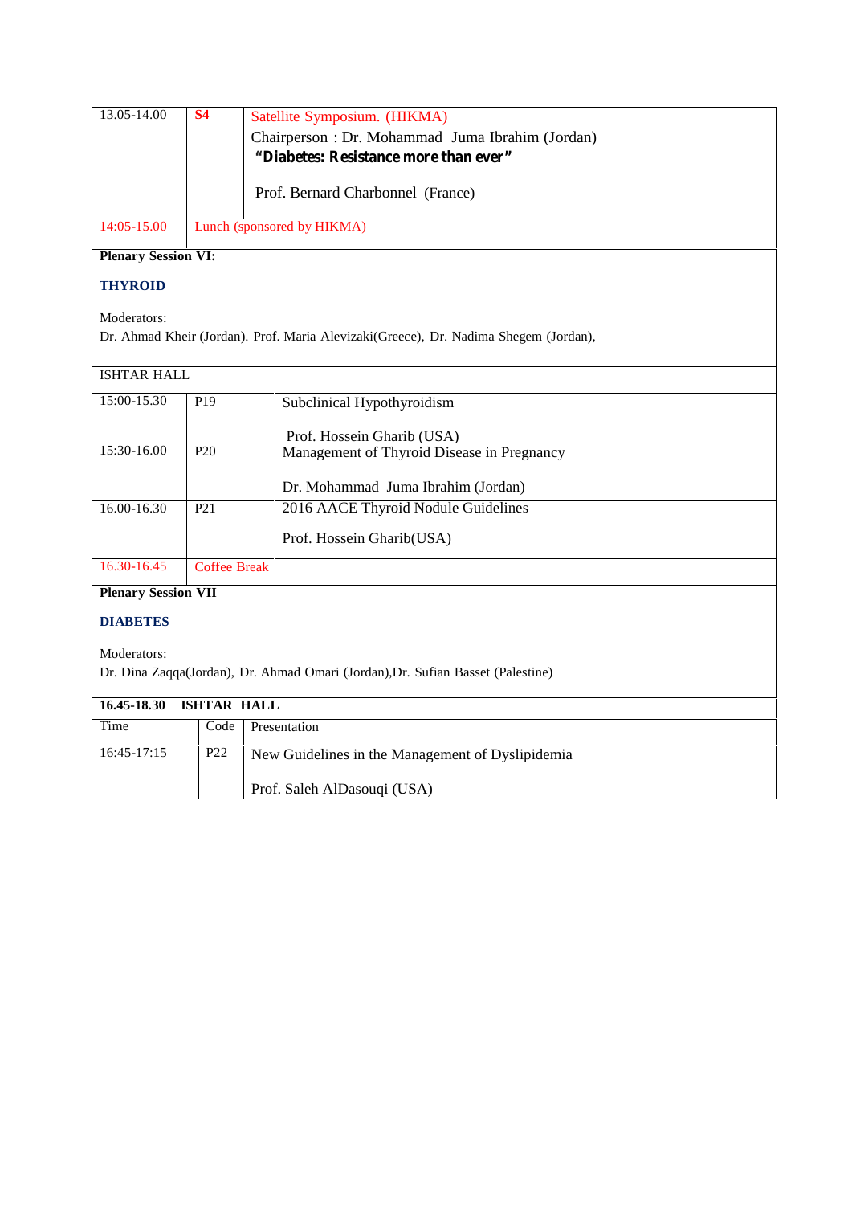| | | |
|---|---|---|
| 13.05-14.00 | **S4** | Satellite Symposium. (HIKMA)<br>Chairperson : Dr. Mohammad Juma Ibrahim (Jordan)<br>**"Diabetes: Resistance more than ever"**<br><br>Prof. Bernard Charbonnel (France) |
| 14:05-15.00 | Lunch (sponsored by HIKMA) | |

**Plenary Session VI:**

**THYROID**

Moderators:
Dr. Ahmad Kheir (Jordan). Prof. Maria Alevizaki(Greece), Dr. Nadima Shegem (Jordan),

ISHTAR HALL

| | | |
|---|---|---|
| 15:00-15.30 | P19 | Subclinical Hypothyroidism<br><br>Prof. Hossein Gharib (USA) |
| 15:30-16.00 | P20 | Management of Thyroid Disease in Pregnancy<br><br>Dr. Mohammad Juma Ibrahim (Jordan) |
| 16.00-16.30 | P21 | 2016 AACE Thyroid Nodule Guidelines<br><br>Prof. Hossein Gharib(USA) |
| 16.30-16.45 | Coffee Break | |

**Plenary Session VII**

**DIABETES**

Moderators:
Dr. Dina Zaqqa(Jordan), Dr. Ahmad Omari (Jordan),Dr. Sufian Basset (Palestine)

**16.45-18.30 ISHTAR HALL**

| Time | Code | Presentation |
|---|---|---|
| 16:45-17:15 | P22 | New Guidelines in the Management of Dyslipidemia<br><br>Prof. Saleh AlDasouqi (USA) |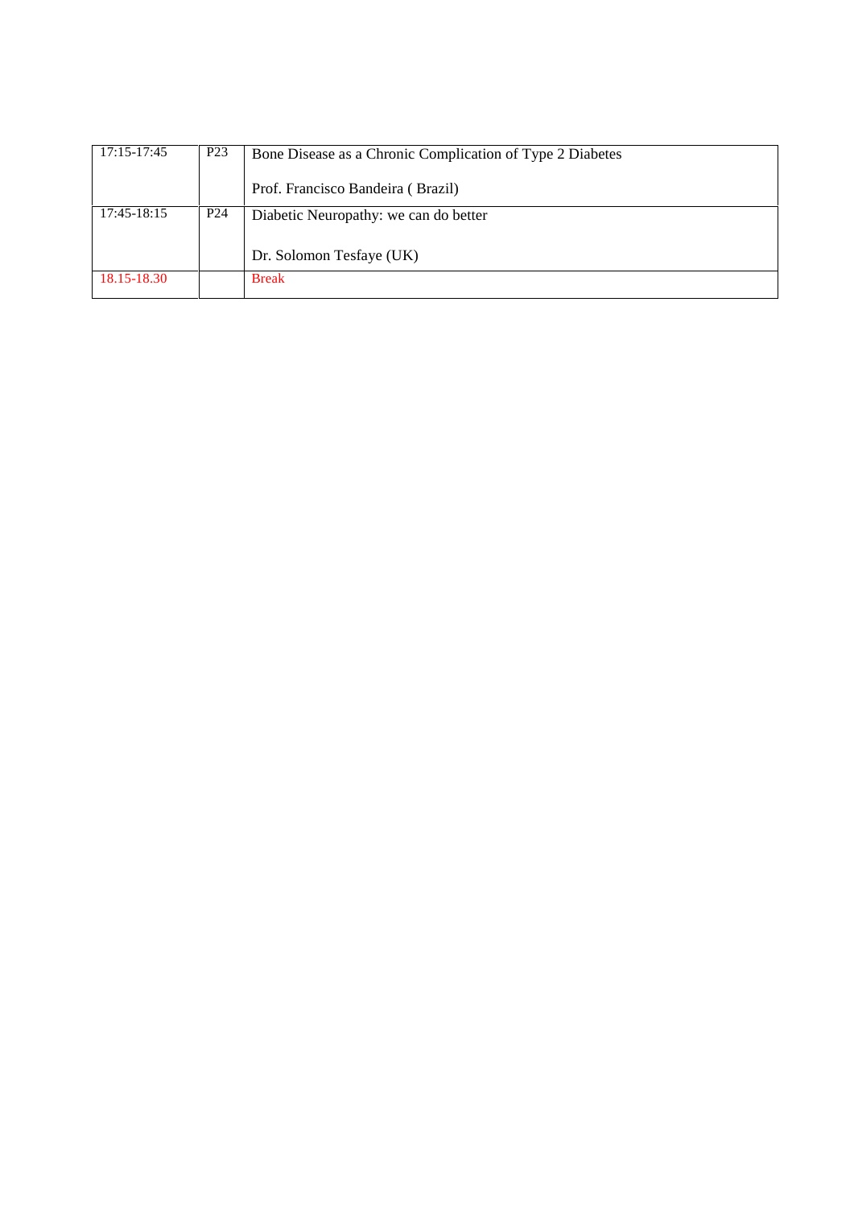| 17:15-17:45 | P23 | Bone Disease as a Chronic Complication of Type 2 Diabetes<br><br>Prof. Francisco Bandeira ( Brazil) |
| --- | --- | --- |
| 17:45-18:15 | P24 | Diabetic Neuropathy: we can do better<br><br>Dr. Solomon Tesfaye (UK) |
| 18.15-18.30 | | Break |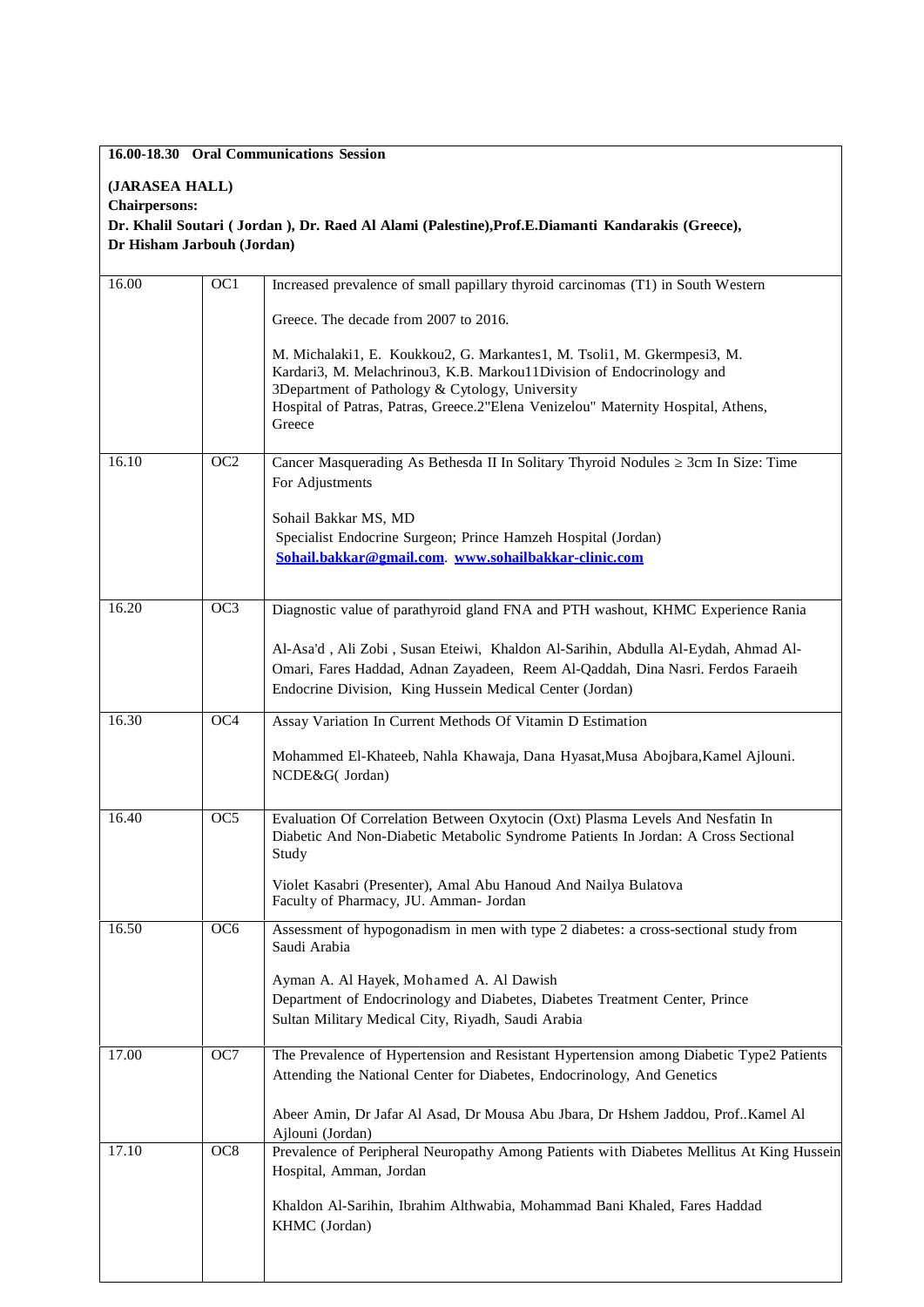**16.00-18.30 Oral Communications Session**

**(JARASEA HALL)**

**Chairpersons:**

**Dr. Khalil Soutari ( Jordan ), Dr. Raed Al Alami (Palestine),Prof.E.Diamanti Kandarakis (Greece), Dr Hisham Jarbouh (Jordan)**

| | | |
|---|---|---|
| 16.00 | OC1 | Increased prevalence of small papillary thyroid carcinomas (T1) in South Western Greece. The decade from 2007 to 2016.<br><br>M. Michalaki1, E. Koukkou2, G. Markantes1, M. Tsoli1, M. Gkermpesi3, M. Kardari3, M. Melachrinou3, K.B. Markou11Division of Endocrinology and 3Department of Pathology & Cytology, University Hospital of Patras, Patras, Greece.2"Elena Venizelou" Maternity Hospital, Athens, Greece |
| 16.10 | OC2 | Cancer Masquerading As Bethesda II In Solitary Thyroid Nodules ≥ 3cm In Size: Time For Adjustments<br><br>Sohail Bakkar MS, MD<br>Specialist Endocrine Surgeon; Prince Hamzeh Hospital (Jordan)<br>**Sohail.bakkar@gmail.com**. **www.sohailbakkar-clinic.com** |
| 16.20 | OC3 | Diagnostic value of parathyroid gland FNA and PTH washout, KHMC Experience Rania<br><br>Al-Asa'd , Ali Zobi , Susan Eteiwi, Khaldon Al-Sarihin, Abdulla Al-Eydah, Ahmad Al-Omari, Fares Haddad, Adnan Zayadeen, Reem Al-Qaddah, Dina Nasri. Ferdos Faraeih<br>Endocrine Division, King Hussein Medical Center (Jordan) |
| 16.30 | OC4 | Assay Variation In Current Methods Of Vitamin D Estimation<br><br>Mohammed El-Khateeb, Nahla Khawaja, Dana Hyasat,Musa Abojbara,Kamel Ajlouni.<br>NCDE&G( Jordan) |
| 16.40 | OC5 | Evaluation Of Correlation Between Oxytocin (Oxt) Plasma Levels And Nesfatin In Diabetic And Non-Diabetic Metabolic Syndrome Patients In Jordan: A Cross Sectional Study<br><br>Violet Kasabri (Presenter), Amal Abu Hanoud And Nailya Bulatova<br>Faculty of Pharmacy, JU. Amman- Jordan |
| 16.50 | OC6 | Assessment of hypogonadism in men with type 2 diabetes: a cross-sectional study from Saudi Arabia<br><br>Ayman A. Al Hayek, Mohamed A. Al Dawish<br>Department of Endocrinology and Diabetes, Diabetes Treatment Center, Prince Sultan Military Medical City, Riyadh, Saudi Arabia |
| 17.00 | OC7 | The Prevalence of Hypertension and Resistant Hypertension among Diabetic Type2 Patients Attending the National Center for Diabetes, Endocrinology, And Genetics<br><br>Abeer Amin, Dr Jafar Al Asad, Dr Mousa Abu Jbara, Dr Hshem Jaddou, Prof..Kamel Al Ajlouni (Jordan) |
| 17.10 | OC8 | Prevalence of Peripheral Neuropathy Among Patients with Diabetes Mellitus At King Hussein Hospital, Amman, Jordan<br><br>Khaldon Al-Sarihin, Ibrahim Althwabia, Mohammad Bani Khaled, Fares Haddad<br>KHMC (Jordan) |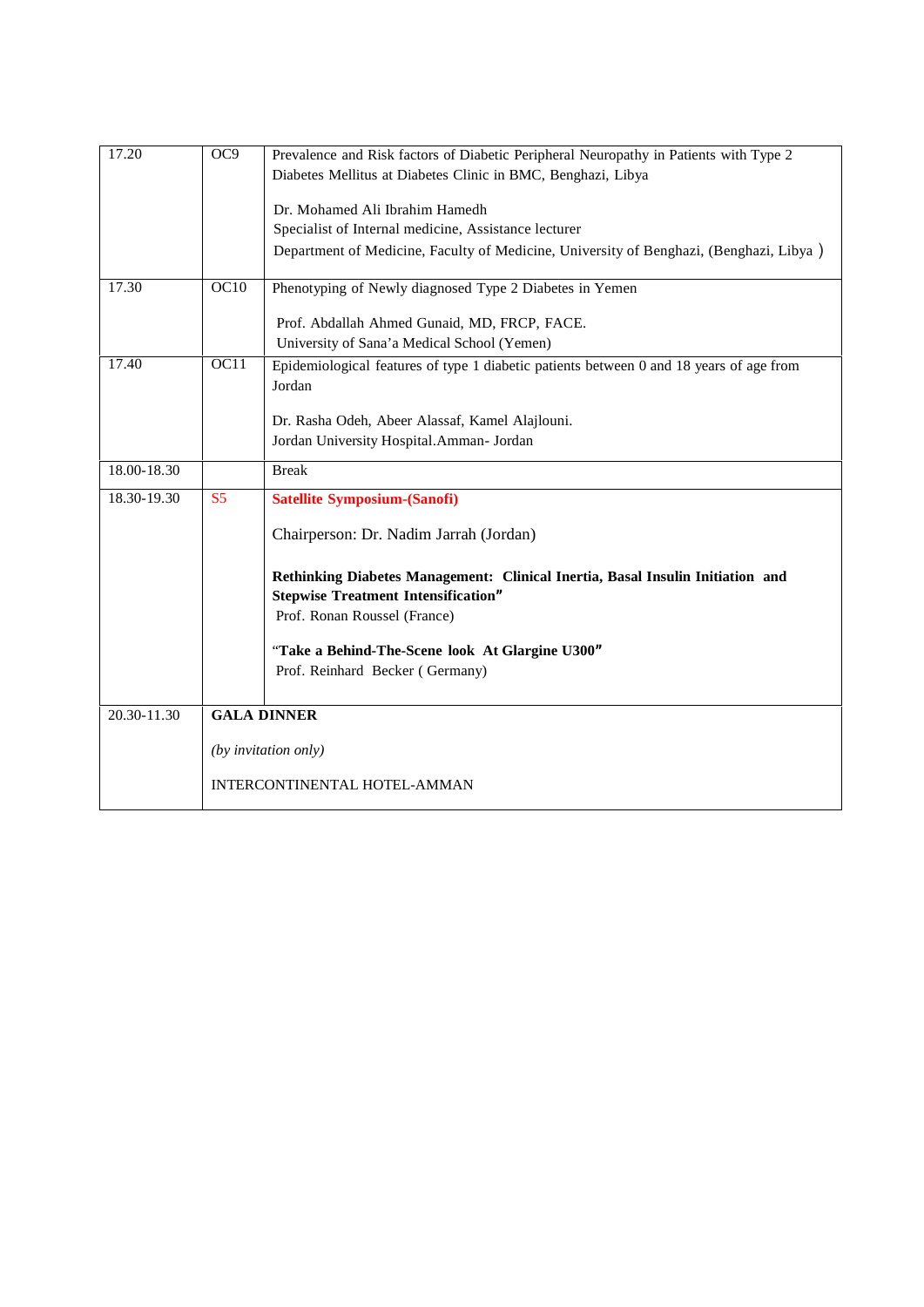| | | |
|---|---|---|
| 17.20 | OC9 | Prevalence and Risk factors of Diabetic Peripheral Neuropathy in Patients with Type 2 Diabetes Mellitus at Diabetes Clinic in BMC, Benghazi, Libya<br><br>Dr. Mohamed Ali Ibrahim Hamedh<br>Specialist of Internal medicine, Assistance lecturer<br>Department of Medicine, Faculty of Medicine, University of Benghazi, (Benghazi, Libya ) |
| 17.30 | OC10 | Phenotyping of Newly diagnosed Type 2 Diabetes in Yemen<br><br>Prof. Abdallah Ahmed Gunaid, MD, FRCP, FACE.<br>University of Sana'a Medical School (Yemen) |
| 17.40 | OC11 | Epidemiological features of type 1 diabetic patients between 0 and 18 years of age from Jordan<br><br>Dr. Rasha Odeh, Abeer Alassaf, Kamel Alajlouni.<br>Jordan University Hospital.Amman- Jordan |
| 18.00-18.30 | | Break |
| 18.30-19.30 | S5 | **Satellite Symposium-(Sanofi)**<br><br>Chairperson: Dr. Nadim Jarrah (Jordan)<br><br>**Rethinking Diabetes Management: Clinical Inertia, Basal Insulin Initiation and Stepwise Treatment Intensification"**<br>Prof. Ronan Roussel (France)<br><br>"**Take a Behind-The-Scene look At Glargine U300"**<br>Prof. Reinhard Becker ( Germany) |
| 20.30-11.30 | **GALA DINNER**<br><br>*(by invitation only)*<br><br>INTERCONTINENTAL HOTEL-AMMAN | |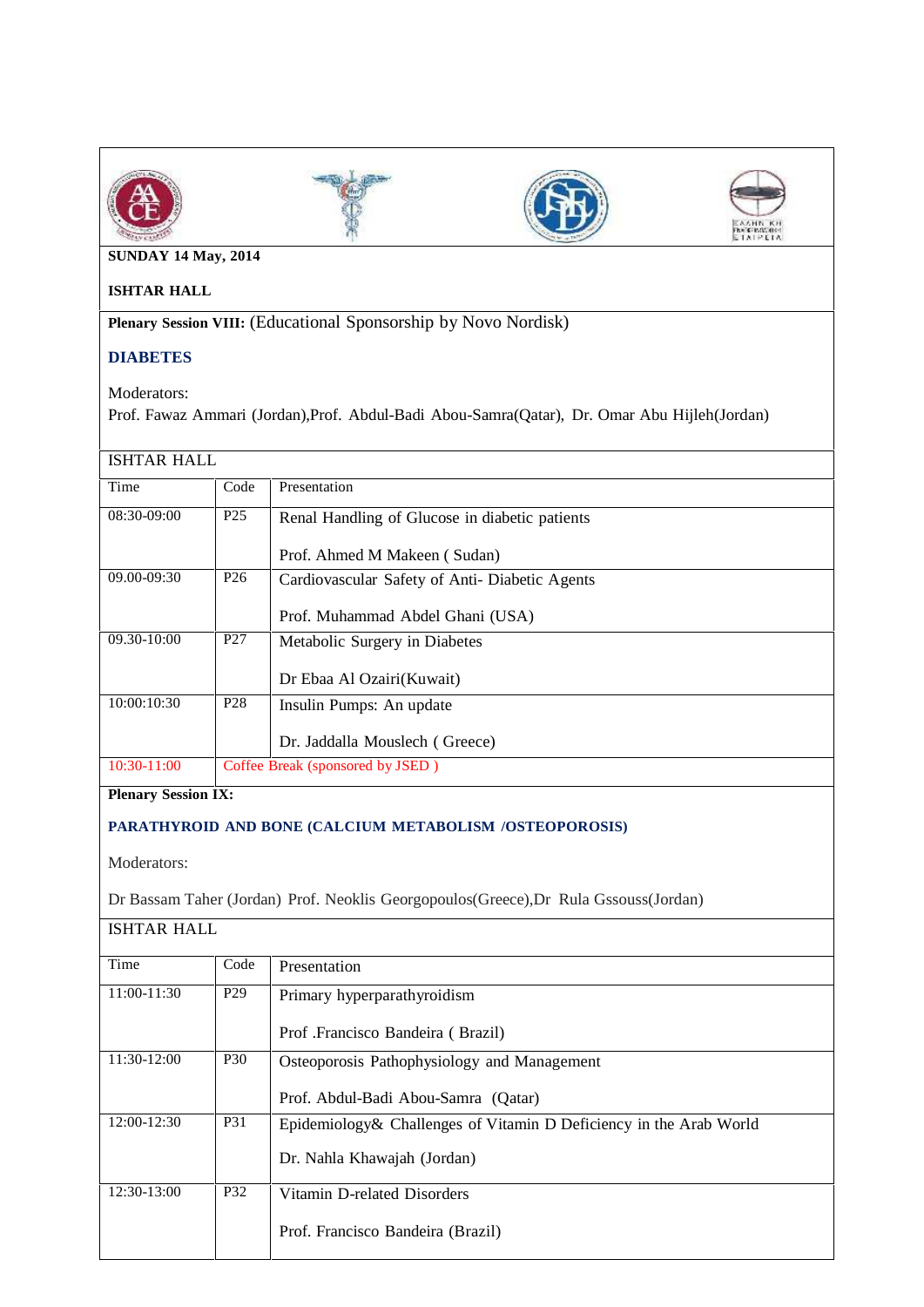**SUNDAY 14 May, 2014**

**ISHTAR HALL**

**Plenary Session VIII:** (Educational Sponsorship by Novo Nordisk)

**DIABETES**

Moderators:
Prof. Fawaz Ammari (Jordan),Prof. Abdul-Badi Abou-Samra(Qatar), Dr. Omar Abu Hijleh(Jordan)

ISHTAR HALL

| Time | Code | Presentation |
|---|---|---|
| 08:30-09:00 | P25 | Renal Handling of Glucose in diabetic patients<br><br>Prof. Ahmed M Makeen ( Sudan) |
| 09.00-09:30 | P26 | Cardiovascular Safety of Anti- Diabetic Agents<br><br>Prof. Muhammad Abdel Ghani (USA) |
| 09.30-10:00 | P27 | Metabolic Surgery in Diabetes<br><br>Dr Ebaa Al Ozairi(Kuwait) |
| 10:00:10:30 | P28 | Insulin Pumps: An update<br><br>Dr. Jaddalla Mouslech ( Greece) |
| 10:30-11:00 | Coffee Break (sponsored by JSED ) | |

**Plenary Session IX:**

**PARATHYROID AND BONE (CALCIUM METABOLISM /OSTEOPOROSIS)**

Moderators:

Dr Bassam Taher (Jordan) Prof. Neoklis Georgopoulos(Greece),Dr Rula Gssouss(Jordan)

ISHTAR HALL

| Time | Code | Presentation |
|---|---|---|
| 11:00-11:30 | P29 | Primary hyperparathyroidism<br><br>Prof .Francisco Bandeira ( Brazil) |
| 11:30-12:00 | P30 | Osteoporosis Pathophysiology and Management<br><br>Prof. Abdul-Badi Abou-Samra (Qatar) |
| 12:00-12:30 | P31 | Epidemiology& Challenges of Vitamin D Deficiency in the Arab World<br><br>Dr. Nahla Khawajah (Jordan) |
| 12:30-13:00 | P32 | Vitamin D-related Disorders<br><br>Prof. Francisco Bandeira (Brazil) |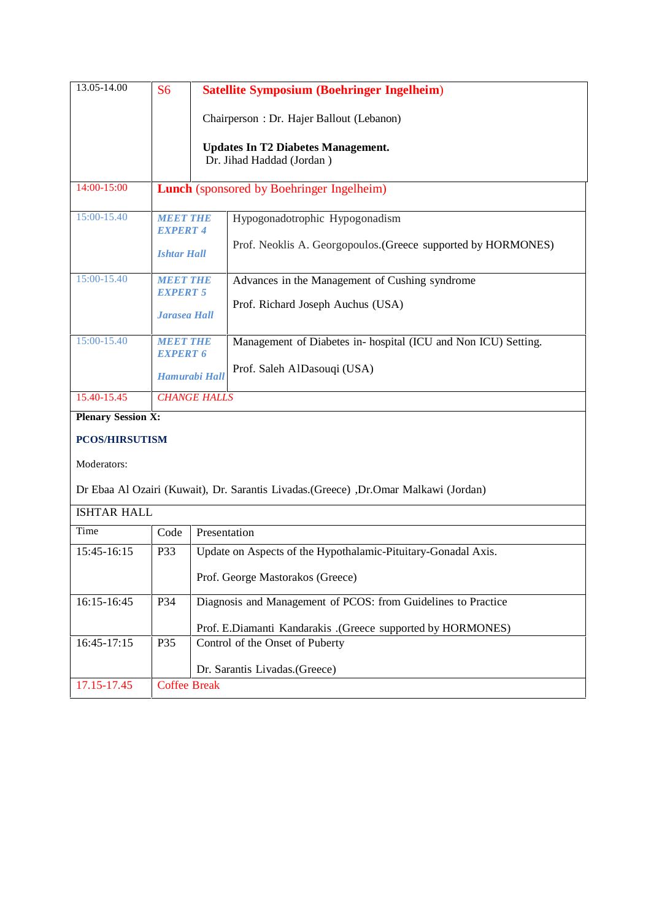| | | |
|---|---|---|
| 13.05-14.00 | S6 | **Satellite Symposium (Boehringer Ingelheim)**<br><br>Chairperson : Dr. Hajer Ballout (Lebanon)<br><br>**Updates In T2 Diabetes Management.**<br>Dr. Jihad Haddad (Jordan ) |
| 14:00-15:00 | **Lunch** (sponsored by Boehringer Ingelheim) | |
| 15:00-15.40 | ***MEET THE EXPERT 4***<br><br>***Ishtar Hall*** | Hypogonadotrophic Hypogonadism<br><br>Prof. Neoklis A. Georgopoulos.(Greece supported by HORMONES) |
| 15:00-15.40 | ***MEET THE EXPERT 5***<br><br>***Jarasea Hall*** | Advances in the Management of Cushing syndrome<br><br>Prof. Richard Joseph Auchus (USA) |
| 15:00-15.40 | ***MEET THE EXPERT 6***<br><br>***Hamurabi Hall*** | Management of Diabetes in- hospital (ICU and Non ICU) Setting.<br><br>Prof. Saleh AlDasouqi (USA) |
| 15.40-15.45 | *CHANGE HALLS* | |

**Plenary Session X:**

**PCOS/HIRSUTISM**

Moderators:

Dr Ebaa Al Ozairi (Kuwait), Dr. Sarantis Livadas.(Greece) ,Dr.Omar Malkawi (Jordan)

ISHTAR HALL

| Time | Code | Presentation |
|---|---|---|
| 15:45-16:15 | P33 | Update on Aspects of the Hypothalamic-Pituitary-Gonadal Axis.<br><br>Prof. George Mastorakos (Greece) |
| 16:15-16:45 | P34 | Diagnosis and Management of PCOS: from Guidelines to Practice<br><br>Prof. E.Diamanti Kandarakis .(Greece supported by HORMONES) |
| 16:45-17:15 | P35 | Control of the Onset of Puberty<br><br>Dr. Sarantis Livadas.(Greece) |
| 17.15-17.45 | Coffee Break | |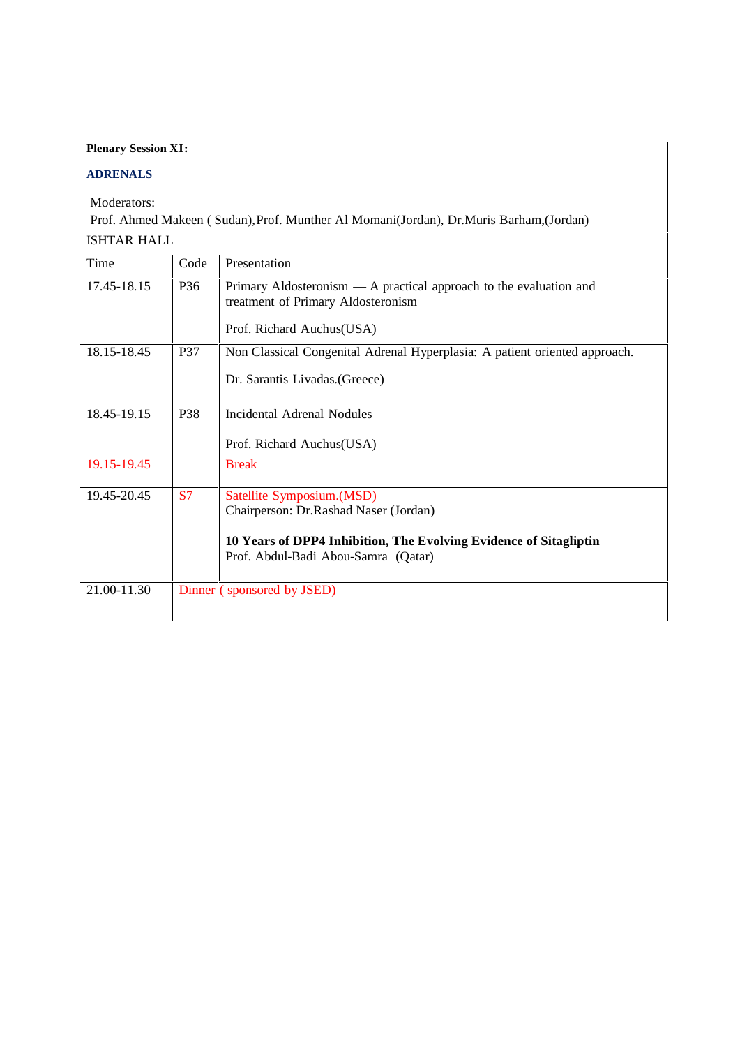**Plenary Session XI:**

**ADRENALS**

Moderators:
Prof. Ahmed Makeen ( Sudan),Prof. Munther Al Momani(Jordan), Dr.Muris Barham,(Jordan)

ISHTAR HALL

| Time | Code | Presentation |
|---|---|---|
| 17.45-18.15 | P36 | Primary Aldosteronism — A practical approach to the evaluation and treatment of Primary Aldosteronism<br><br>Prof. Richard Auchus(USA) |
| 18.15-18.45 | P37 | Non Classical Congenital Adrenal Hyperplasia: A patient oriented approach.<br><br>Dr. Sarantis Livadas.(Greece) |
| 18.45-19.15 | P38 | Incidental Adrenal Nodules<br><br>Prof. Richard Auchus(USA) |
| 19.15-19.45 | | Break |
| 19.45-20.45 | S7 | Satellite Symposium.(MSD)<br>Chairperson: Dr.Rashad Naser (Jordan)<br><br>**10 Years of DPP4 Inhibition, The Evolving Evidence of Sitagliptin**<br>Prof. Abdul-Badi Abou-Samra (Qatar) |
| 21.00-11.30 | Dinner ( sponsored by JSED) | |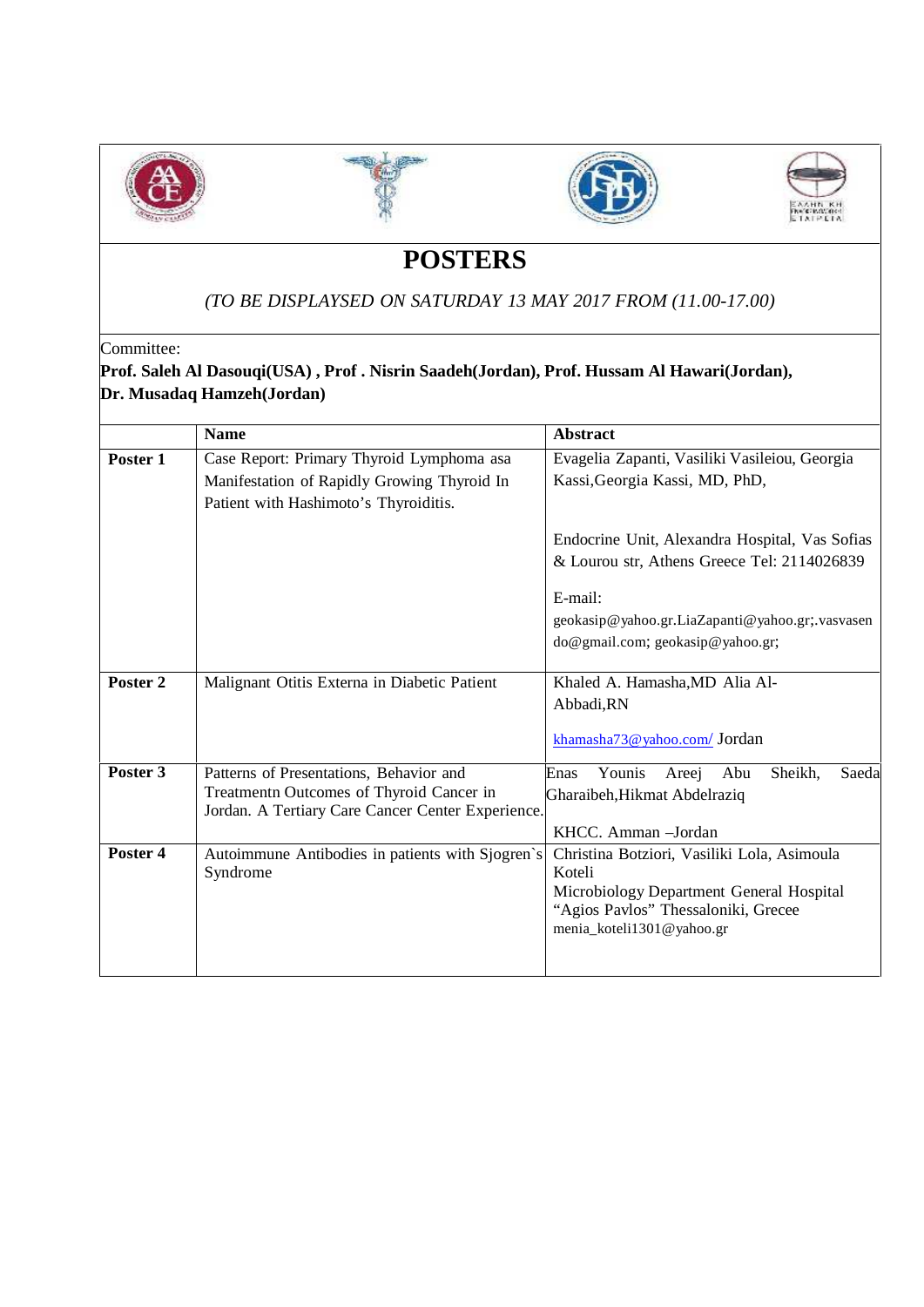# POSTERS

*(TO BE DISPLAYSED ON SATURDAY 13 MAY 2017 FROM (11.00-17.00)*

Committee:

**Prof. Saleh Al Dasouqi(USA) , Prof . Nisrin Saadeh(Jordan), Prof. Hussam Al Hawari(Jordan), Dr. Musadaq Hamzeh(Jordan)**

| | **Name** | **Abstract** |
|---|---|---|
| **Poster 1** | Case Report: Primary Thyroid Lymphoma asa Manifestation of Rapidly Growing Thyroid In Patient with Hashimoto's Thyroiditis. | Evagelia Zapanti, Vasiliki Vasileiou, Georgia Kassi,Georgia Kassi, MD, PhD,<br><br>Endocrine Unit, Alexandra Hospital, Vas Sofias & Lourou str, Athens Greece Tel: 2114026839<br><br>E-mail: geokasip@yahoo.gr.LiaZapanti@yahoo.gr;.vasvasendo@gmail.com; geokasip@yahoo.gr; |
| **Poster 2** | Malignant Otitis Externa in Diabetic Patient | Khaled A. Hamasha,MD Alia Al-Abbadi,RN<br><br>khamasha73@yahoo.com/ Jordan |
| **Poster 3** | Patterns of Presentations, Behavior and Treatmentn Outcomes of Thyroid Cancer in Jordan. A Tertiary Care Cancer Center Experience. | Enas Younis Areej Abu Sheikh, Saeda Gharaibeh,Hikmat Abdelraziq<br><br>KHCC. Amman –Jordan |
| **Poster 4** | Autoimmune Antibodies in patients with Sjogren`s Syndrome | Christina Botziori, Vasiliki Lola, Asimoula Koteli<br>Microbiology Department General Hospital "Agios Pavlos" Thessaloniki, Grecee<br>menia_koteli1301@yahoo.gr |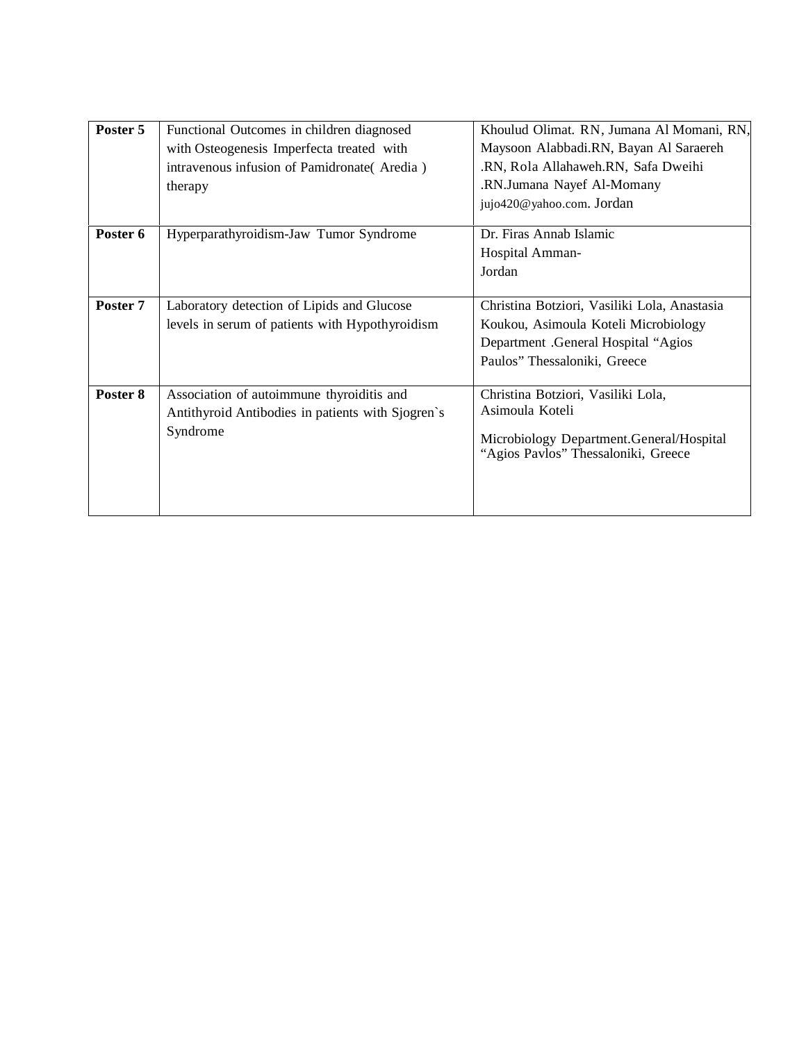| | | |
|---|---|---|
| **Poster 5** | Functional Outcomes in children diagnosed with Osteogenesis Imperfecta treated with intravenous infusion of Pamidronate( Aredia ) therapy | Khoulud Olimat. RN, Jumana Al Momani, RN, Maysoon Alabbadi.RN, Bayan Al Saraereh .RN, Rola Allahaweh.RN, Safa Dweihi .RN.Jumana Nayef Al-Momany jujo420@yahoo.com. Jordan |
| **Poster 6** | Hyperparathyroidism-Jaw Tumor Syndrome | Dr. Firas Annab Islamic Hospital Amman- Jordan |
| **Poster 7** | Laboratory detection of Lipids and Glucose levels in serum of patients with Hypothyroidism | Christina Botziori, Vasiliki Lola, Anastasia Koukou, Asimoula Koteli Microbiology Department .General Hospital "Agios Paulos" Thessaloniki, Greece |
| **Poster 8** | Association of autoimmune thyroiditis and Antithyroid Antibodies in patients with Sjogren`s Syndrome | Christina Botziori, Vasiliki Lola, Asimoula Koteli<br><br>Microbiology Department.General/Hospital "Agios Pavlos" Thessaloniki, Greece |